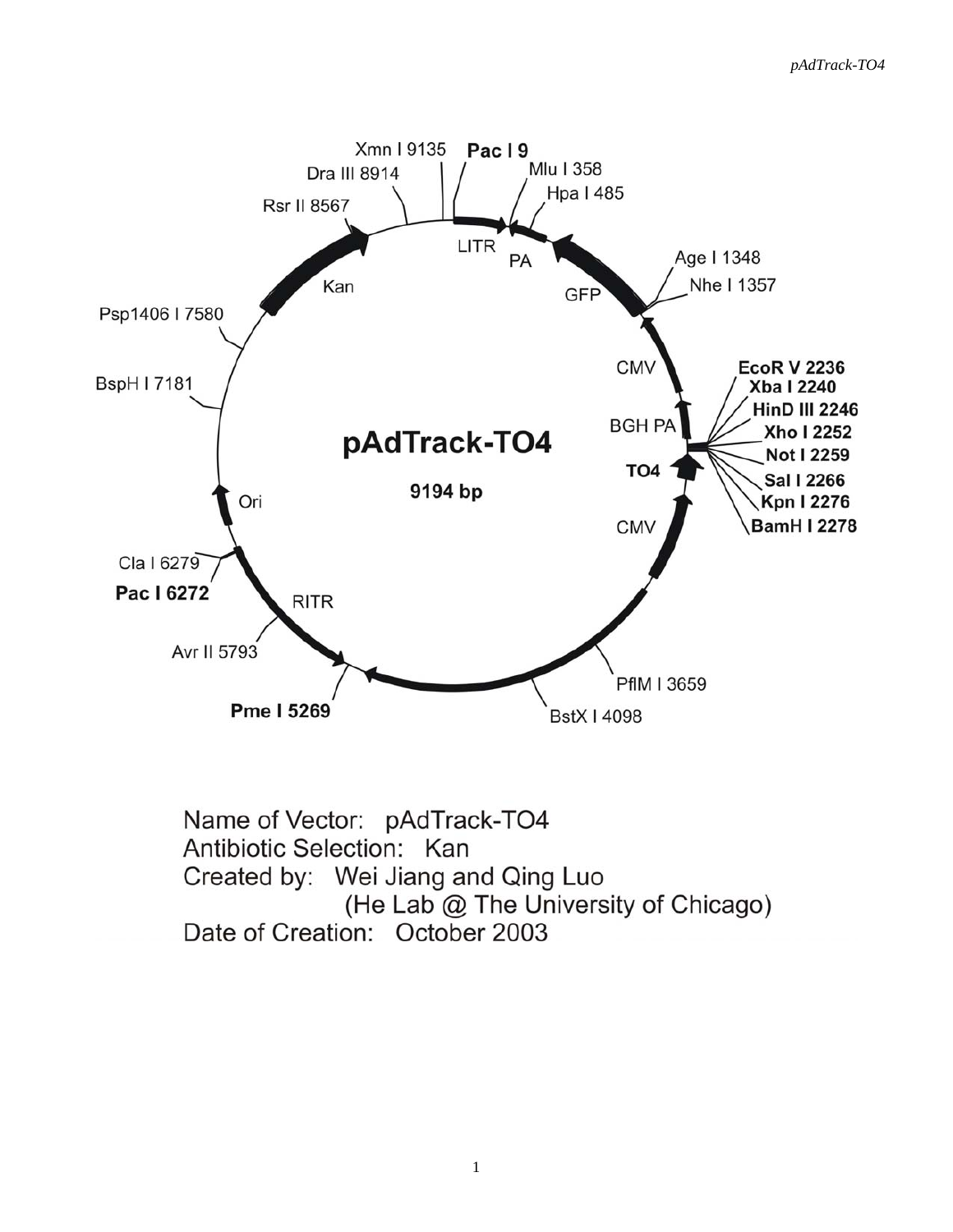Name of Vector: pAdTrack-TO4

Antibiotic Selection: Kan

Created by: Wei Jiang and Qing Luo
(He Lab @ The University of Chicago)

Date of Creation: October 2003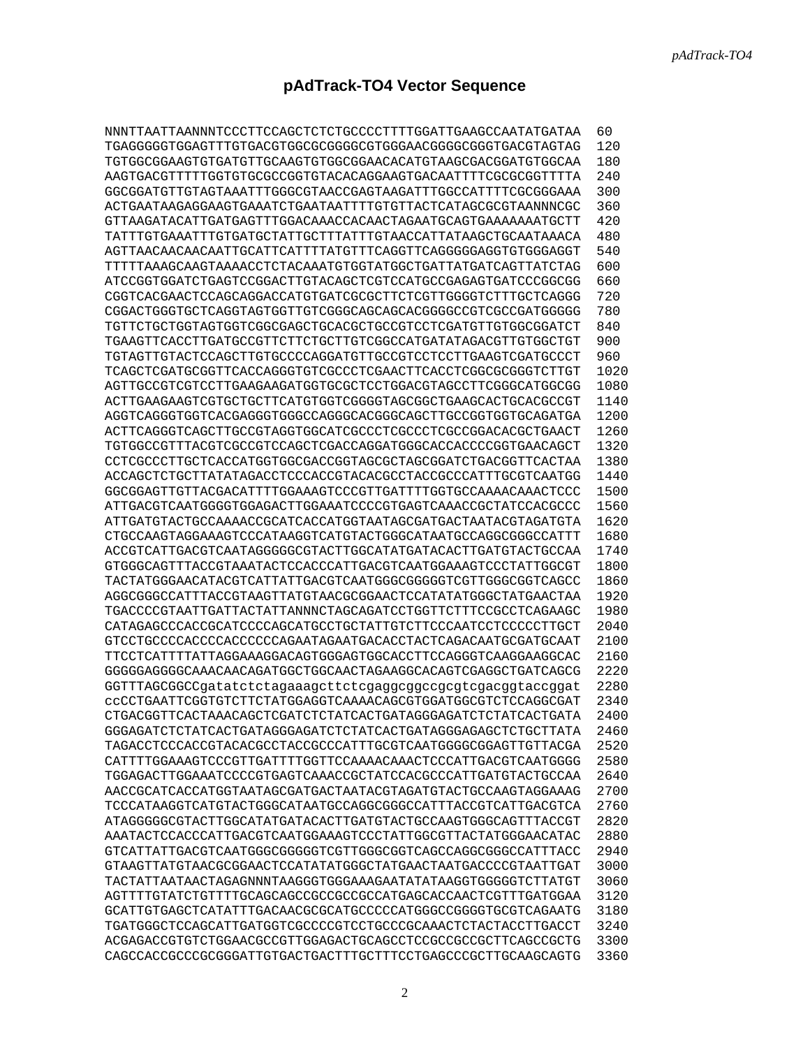# pAdTrack-TO4 Vector Sequence

```
NNNTTAATTAANNNNTCCCTTCCAGCTCTCTGCCCCTTTTGGATTGAAGCCAATATGATAA  60
TGAGGGGGTGGAGTTTGTGACGTGGCGCGGGGCGTGGGAACGGGGCGGGTGACGTAGTAG  120
TGTGGCGGAAGTGTGATGTTGCAAGTGTGGCGGAACACATGTAAGCGACGGATGTGGCAA  180
AAGTGACGTTTTTGGTGTGCGCCGGTGTACACAGGAAGTGACAATTTTCGCGCGGTTTTA  240
GGCGGATGTTGTAGTAAATTTGGGCGTAACCGAGTAAGATTTGGCCATTTTCGCGGGAAA  300
ACTGAATAAGAGGAAGTGAAATCTGAATAATTTTGTGTTACTCATAGCGCGTAANNNCGC  360
GTTAAGATACATTGATGAGTTTGGACAAACCACAACTAGAATGCAGTGAAAAAAATGCTT  420
TATTTGTGAAATTTGTGATGCTATTGCTTTATTTGTAACCATTATAAGCTGCAATAAACA  480
AGTTAACAACAACAATTGCATTCATTTTATGTTTCAGGTTCAGGGGGAGGTGTGGGAGGT  540
TTTTTAAAGCAAGTAAAACCTCTACAAATGTGGTATGGCTGATTATGATCAGTTATCTAG  600
ATCCGGTGGATCTGAGTCCGGACTTGTACAGCTCGTCCATGCCGAGAGTGATCCCGGCGG  660
CGGTCACGAACTCCAGCAGGACCATGTGATCGCGCTTCTCGTTGGGGTCTTTGCTCAGGG  720
CGGACTGGGTGCTCAGGTAGTGGTTGTCGGGCAGCAGCACGGGGCCGTCGCCGATGGGGG  780
TGTTCTGCTGGTAGTGGTCGGCGAGCTGCACGCTGCCGTCCTCGATGTTGTGGCGGATCT  840
TGAAGTTCACCTTGATGCCGTTCTTCTGCTTGTCGGCCATGATATAGACGTTGTGGCTGT  900
TGTAGTTGTACTCCAGCTTGTGCCCCAGGATGTTGCCGTCCTCCTTGAAGTCGATGCCCT  960
TCAGCTCGATGCGGTTCACCAGGGTGTCGCCCTCGAACTTCACCTCGGCGCGGGTCTTGT  1020
AGTTGCCGTCGTCCTTGAAGAAGATGGTGCGCTCCTGGACGTAGCCTTCGGGCATGGCGG  1080
ACTTGAAGAAGTCGTGCTGCTTCATGTGGTCGGGGTAGCGGCTGAAGCACTGCACGCCGT  1140
AGGTCAGGGTGGTCACGAGGGTGGGCCAGGGCACGGGCAGCTTGCCGGTGGTGCAGATGA  1200
ACTTCAGGGTCAGCTTGCCGTAGGTGGCATCGCCCTCGCCCTCGCCGGACACGCTGAACT  1260
TGTGGCCGTTTACGTCGCCGTCCAGCTCGACCAGGATGGGCACCACCCCGGTGAACAGCT  1320
CCTCGCCCTTGCTCACCATGGTGGCGACCGGTAGCGCTAGCGGATCTGACGGTTCACTAA  1380
ACCAGCTCTGCTTATATAGACCTCCCACCGTACACGCCTACCGCCCATTTGCGTCAATGG  1440
GGCGGAGTTGTTACGACATTTTGGAAAGTCCCGTTGATTTTGGTGCCAAAACAAACTCCC  1500
ATTGACGTCAATGGGGTGGAGACTTGGAAATCCCCGTGAGTCAAACCGCTATCCACGCCC  1560
ATTGATGTACTGCCAAAACCGCATCACCATGGTAATAGCGATGACTAATACGTAGATGTA  1620
CTGCCAAGTAGGAAAGTCCCATAAGGTCATGTACTGGGCATAATGCCAGGCGGGCCATTT  1680
ACCGTCATTGACGTCAATAGGGGGCGTACTTGGCATATGATACACTTGATGTACTGCCAA  1740
GTGGGCAGTTTACCGTAAATACTCCACCCATTGACGTCAATGGAAAGTCCCTATTGGCGT  1800
TACTATGGGAACATACGTCATTATTGACGTCAATGGGCGGGGGTCGTTGGGCGGTCAGCC  1860
AGGCGGGCCATTTACCGTAAGTTATGTAACGCGGAACTCCATATATGGGCTATGAACTAA  1920
TGACCCCGTAATTGATTACTATTANNNCTAGCAGATCCTGGTCTTTCCGCCTCAGAAGC  1980
CATAGAGCCCACCGCATCCCCAGCATGCCTGCTATTGTCTTCCCAATCCTCCCCCTTGCT  2040
GTCCTGCCCCACCCCACCCCCCAGAATAGAATGACACCTACTCAGACAATGCGATGCAAT  2100
TTCCTCATTTTATTAGGAAAGGACAGTGGGAGTGGCACCTTCCAGGGTCAAGGAAGGCAC  2160
GGGGGAGGGGCAAACAACAGATGGCTGGCAACTAGAAGGCACAGTCGAGGCTGATCAGCG  2220
GGTTTAGCGGCCgatatctctagaaagcttctcgaggcggccgcgtcgacggtaccggat  2280
ccCCTGAATTCGGTGTCTTCTATGGAGGTCAAAACAGCGTGGATGGCGTCTCCAGGCGAT  2340
CTGACGGTTCACTAAACAGCTCGATCTCTATCACTGATAGGGAGATCTCTATCACTGATA  2400
GGGAGATCTCTATCACTGATAGGGAGATCTCTATCACTGATAGGGAGAGCTCTGCTTATA  2460
TAGACCTCCCACCGTACACGCCTACCGCCCATTTGCGTCAATGGGGCGGAGTTGTTACGA  2520
CATTTTGGAAAGTCCCGTTGATTTTGGTTCCAAAACAAACTCCCATTGACGTCAATGGGG  2580
TGGAGACTTGGAAATCCCCGTGAGTCAAACCGCTATCCACGCCCATTGATGTACTGCCAA  2640
AACCGCATCACCATGGTAATAGCGATGACTAATACGTAGATGTACTGCCAAGTAGGAAAG  2700
TCCCATAAGGTCATGTACTGGGCATAATGCCAGGCGGGCCATTTACCGTCATTGACGTCA  2760
ATAGGGGGCGTACTTGGCATATGATACACTTGATGTACTGCCAAGTGGGCAGTTTACCGT  2820
AAATACTCCACCCATTGACGTCAATGGAAAGTCCCTATTGGCGTTACTATGGGAACATAC  2880
GTCATTATTGACGTCAATGGGCGGGGGTCGTTGGGCGGTCAGCCAGGCGGGCCATTTACC  2940
GTAAGTTATGTAACGCGGAACTCCATATATGGGCTATGAACTAATGACCCCGTAATTGAT  3000
TACTATTAATAACTAGAGNNNTAAGGGTGGGAAAGAATATATAAGGTGGGGGTCTTATGT  3060
AGTTTTGTATCTGTTTTGCAGCAGCCGCCGCCGCCATGAGCACCAACTCGTTTGATGGAA  3120
GCATTGTGAGCTCATATTTGACAACGCGCATGCCCCCATGGGCCGGGGTGCGTCAGAATG  3180
TGATGGGCTCCAGCATTGATGGTCGCCCCGTCCTGCCCGCAAACTCTACTACCTTGACCT  3240
ACGAGACCGTGTCTGGAACGCCGTTGGAGACTGCAGCCTCCGCCGCCGCTTCAGCCGCTG  3300
CAGCCACCGCCCGCGGGATTGTGACTGACTTTGCTTTCCTGAGCCCGCTTGCAAGCAGTG  3360
```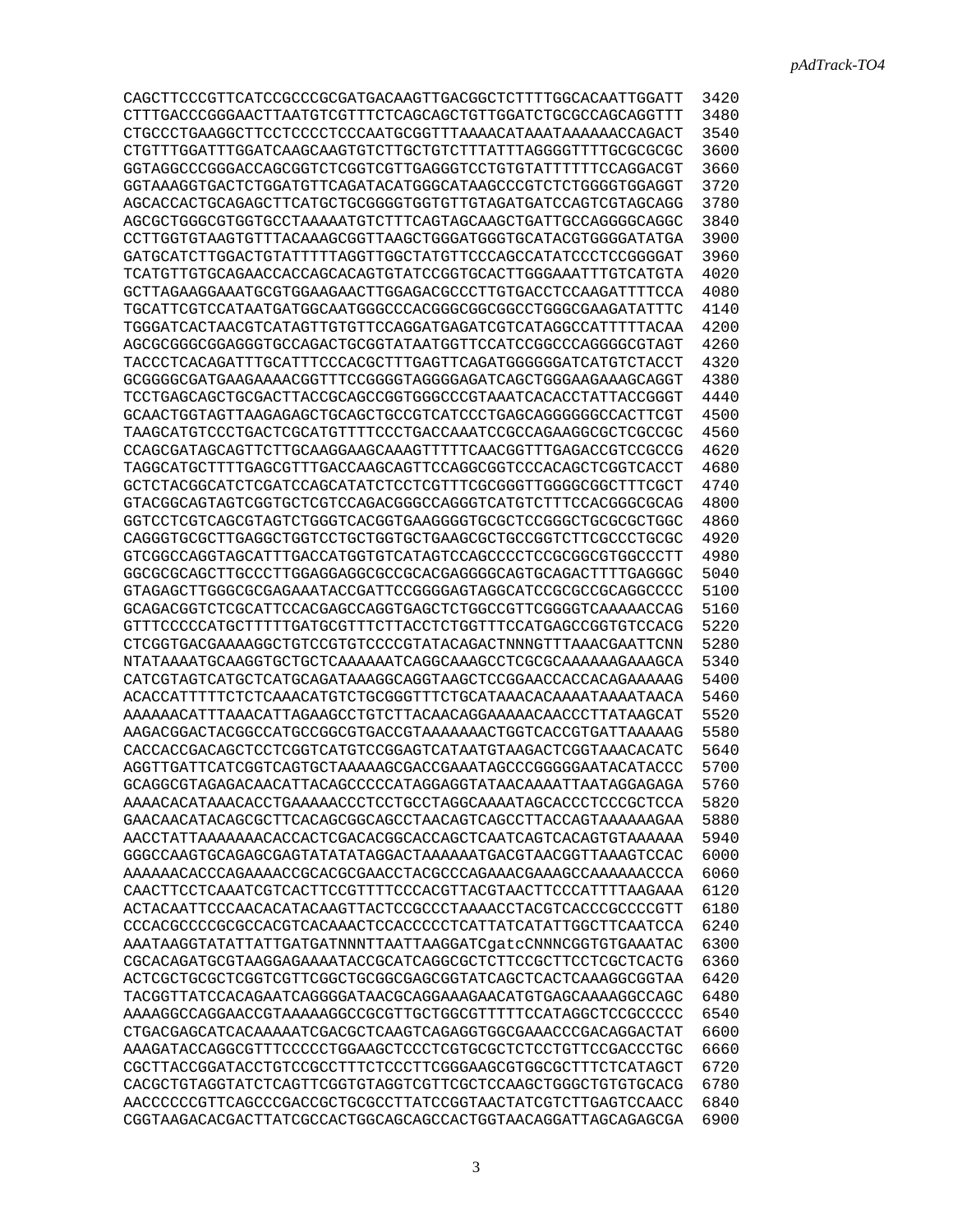```
CAGCTTCCCGTTCATCCGCCCGCGATGACAAGTTGACGGCTCTTTTGGCACAATTGGATT  3420
CTTTGACCCGGGAACTTAATGTCGTTTCTCAGCAGCTGTTGGATCTGCGCCAGCAGGTTT  3480
CTGCCCTGAAGGCTTCCTCCCCTCCCAATGCGGTTTAAAACATAAATAAAAAACCAGACT  3540
CTGTTTGGATTTGGATCAAGCAAGTGTCTTGCTGTCTTTATTTAGGGGTTTTGCGCGCGC  3600
GGTAGGCCCGGGACCAGCGGTCTCGGTCGTTGAGGGTCCTGTGTATTTTTTCCAGGACGT  3660
GGTAAAGGTGACTCTGGATGTTCAGATACATGGGCATAAGCCCGTCTCTGGGGTGGAGGT  3720
AGCACCACTGCAGAGCTTCATGCTGCGGGGTGGTGTTGTAGATGATCCAGTCGTAGCAGG  3780
AGCGCTGGGCGTGGTGCCTAAAAATGTCTTTCAGTAGCAAGCTGATTGCCAGGGGCAGGC  3840
CCTTGGTGTAAGTGTTTACAAAGCGGTTAAGCTGGGATGGGTGCATACGTGGGGATATGA  3900
GATGCATCTTGGACTGTATTTTTAGGTTGGCTATGTTCCCAGCCATATCCCTCCGGGGAT  3960
TCATGTTGTGCAGAACCACCAGCACAGTGTATCCGGTGCACTTGGGAAATTTGTCATGTA  4020
GCTTAGAAGGAAATGCGTGGAAGAACTTGGAGACGCCCTTGTGACCTCCAAGATTTTCCA  4080
TGCATTCGTCCATAATGATGGCAATGGGCCCACGGGCGGCGGCCTGGGCGAAGATATTTC  4140
TGGGATCACTAACGTCATAGTTGTGTTCCAGGATGAGATCGTCATAGGCCATTTTTACAA  4200
AGCGCGGGCGGAGGGTGCCAGACTGCGGTATAATGGTTCCATCCGGCCCAGGGGCGTAGT  4260
TACCCTCACAGATTTGCATTTCCCACGCTTTGAGTTCAGATGGGGGGATCATGTCTACCT  4320
GCGGGGCGATGAAGAAAACGGTTTCCGGGGTAGGGGAGATCAGCTGGGAAGAAAGCAGGT  4380
TCCTGAGCAGCTGCGACTTACCGCAGCCGGTGGGCCCGTAAATCACACCTATTACCGGGT  4440
GCAACTGGTAGTTAAGAGAGCTGCAGCTGCCGTCATCCCTGAGCAGGGGGGCCACTTCGT  4500
TAAGCATGTCCCTGACTCGCATGTTTTCCCTGACCAAATCCGCCAGAAGGCGCTCGCCGC  4560
CCAGCGATAGCAGTTCTTGCAAGGAAGCAAAGTTTTTCAACGGTTTGAGACCGTCCGCCG  4620
TAGGCATGCTTTTGAGCGTTTGACCAAGCAGTTCCAGGCGGTCCCACAGCTCGGTCACCT  4680
GCTCTACGGCATCTCGATCCAGCATATCTCCTCGTTTCGCGGGTTGGGGCGGCTTTCGCT  4740
GTACGGCAGTAGTCGGTGCTCGTCCAGACGGGCCAGGGTCATGTCTTTCCACGGGCGCAG  4800
GGTCCTCGTCAGCGTAGTCTGGGTCACGGTGAAGGGGTGCGCTCCGGGCTGCGCGCTGGC  4860
CAGGGTGCGCTTGAGGCTGGTCCTGCTGGTGCTGAAGCGCTGCCGGTCTTCGCCCTGCGC  4920
GTCGGCCAGGTAGCATTTGACCATGGTGTCATAGTCCAGCCCCTCCGCGGCGTGGCCCTT  4980
GGCGCGCAGCTTGCCCTTGGAGGAGGCGCCGCACGAGGGGCAGTGCAGACTTTTGAGGGC  5040
GTAGAGCTTGGGCGCGAGAAATACCGATTCCGGGGAGTAGGCATCCGCGCCGCAGGCCCC  5100
GCAGACGGTCTCGCATTCCACGAGCCAGGTGAGCTCTGGCCGTTCGGGGTCAAAAACCAG  5160
GTTTCCCCCATGCTTTTTGATGCGTTTCTTACCTCTGGTTTCCATGAGCCGGTGTCCACG  5220
CTCGGTGACGAAAAGGCTGTCCGTGTCCCCGTATACAGACTNNNGTTTAAACGAATTCNN  5280
NTATAAAATGCAAGGTGCTGCTCAAAAAATCAGGCAAAGCCTCGCGCAAAAAAGAAAGCA  5340
CATCGTAGTCATGCTCATGCAGATAAAGGCAGGTAAGCTCCGGAACCACCACAGAAAAAG  5400
ACACCATTTTTCTCTCAAACATGTCTGCGGGTTTCTGCATAAACACAAAATAAAATAACA  5460
AAAAAACATTTAAACATTAGAAGCCTGTCTTACAACAGGAAAAACAACCCTTATAAGCAT  5520
AAGACGGACTACGGCCATGCCGGCGTGACCGTAAAAAAACTGGTCACCGTGATTAAAAAG  5580
CACCACCGACAGCTCCTCGGTCATGTCCGGAGTCATAATGTAAGACTCGGTAAACACATC  5640
AGGTTGATTCATCGGTCAGTGCTAAAAAGCGACCGAAATAGCCCGGGGGAATACATACCC  5700
GCAGGCGTAGAGACAACATTACAGCCCCCATAGGAGGTATAACAAAATTAATAGGAGAGA  5760
AAAACACATAAACACCTGAAAAACCCTCCTGCCTAGGCAAAATAGCACCCTCCCGCTCCA  5820
GAACAACATACAGCGCTTCACAGCGGCAGCCTAACAGTCAGCCTTACCAGTAAAAAAGAA  5880
AACCTATTAAAAAAACACCACTCGACACGGCACCAGCTCAATCAGTCACAGTGTAAAAAA  5940
GGGCCAAGTGCAGAGCGAGTATATATAGGACTAAAAAATGACGTAACGGTTAAAGTCCAC  6000
AAAAAACACCCAGAAAACCGCACGCGAACCTACGCCCAGAAACGAAAGCCAAAAAACCCA  6060
CAACTTCCTCAAATCGTCACTTCCGTTTTCCCACGTTACGTAACTTCCCATTTTAAGAAA  6120
ACTACAATTCCCAACACATACAAGTTACTCCGCCCTAAAACCTACGTCACCCGCCCCGTT  6180
CCCACGCCCCGCGCCACGTCACAAACTCCACCCCCTCATTATCATATTGGCTTCAATCCA  6240
AAATAAGGTATATTATTGATGATNNNTTAATTAAGGATCgatcCNNNCGGTGTGAAATAC  6300
CGCACAGATGCGTAAGGAGAAAATACCGCATCAGGCGCTCTTCCGCTTCCTCGCTCACTG  6360
ACTCGCTGCGCTCGGTCGTTCGGCTGCGGCGAGCGGTATCAGCTCACTCAAAGGCGGTAA  6420
TACGGTTATCCACAGAATCAGGGGATAACGCAGGAAAGAACATGTGAGCAAAAGGCCAGC  6480
AAAAGGCCAGGAACCGTAAAAAGGCCGCGTTGCTGGCGTTTTTCCATAGGCTCCGCCCCC  6540
CTGACGAGCATCACAAAAATCGACGCTCAAGTCAGAGGTGGCGAAACCCGACAGGACTAT  6600
AAAGATACCAGGCGTTTCCCCCTGGAAGCTCCCTCGTGCGCTCTCCTGTTCCGACCCTGC  6660
CGCTTACCGGATACCTGTCCGCCTTTCTCCCTTCGGGAAGCGTGGCGCTTTCTCATAGCT  6720
CACGCTGTAGGTATCTCAGTTCGGTGTAGGTCGTTCGCTCCAAGCTGGGCTGTGTGCACG  6780
AACCCCCCGTTCAGCCCGACCGCTGCGCCTTATCCGGTAACTATCGTCTTGAGTCCAACC  6840
CGGTAAGACACGACTTATCGCCACTGGCAGCAGCCACTGGTAACAGGATTAGCAGAGCGA  6900
```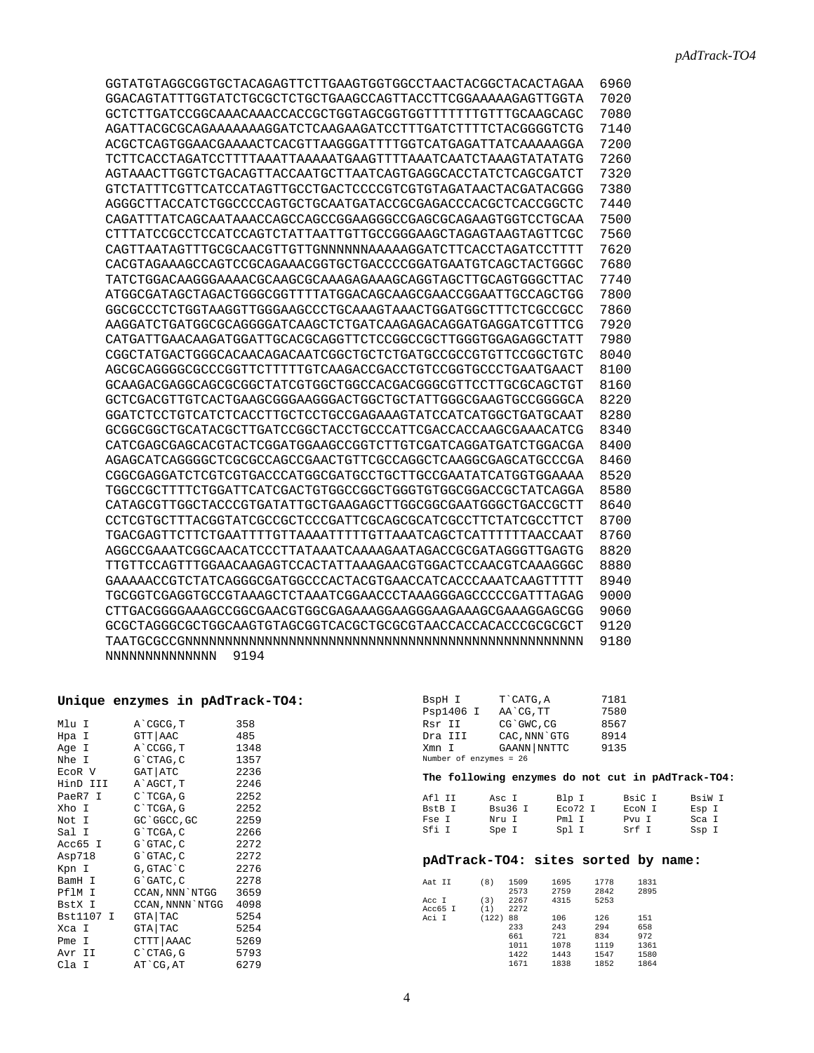```
GGTATGTAGGCGGTGCTACAGAGTTCTTGAAGTGGTGGCCTAACTACGGCTACACTAGAA  6960
GGACAGTATTTGGTATCTGCGCTCTGCTGAAGCCAGTTACCTTCGGAAAAAGAGTTGGTA  7020
GCTCTTGATCCGGCAAACAAACCACCGCTGGTAGCGGTGGTTTTTTTGTTTGCAAGCAGC  7080
AGATTACGCGCAGAAAAAAAGGATCTCAAGAAGATCCTTTGATCTTTTCTACGGGGTCTG  7140
ACGCTCAGTGGAACGAAAACTCACGTTAAGGGATTTTGGTCATGAGATTATCAAAAAGGA  7200
TCTTCACCTAGATCCTTTTAAATTAAAAATGAAGTTTTAAATCAATCTAAAGTATATATG  7260
AGTAAACTTGGTCTGACAGTTACCAATGCTTAATCAGTGAGGCACCTATCTCAGCGATCT  7320
GTCTATTTCGTTCATCCATAGTTGCCTGACTCCCCGTCGTGTAGATAACTACGATACGGG  7380
AGGGCTTACCATCTGGCCCCAGTGCTGCAATGATACCGCGAGACCCACGCTCACCGGCTC  7440
CAGATTTATCAGCAATAAACCAGCCAGCCGGAAGGGCCGAGCGCAGAAGTGGTCCTGCAA  7500
CTTTATCCGCCTCCATCCAGTCTATTAATTGTTGCCGGGAAGCTAGAGTAAGTAGTTCGC  7560
CAGTTAATAGTTTGCGCAACGTTGTTGNNNNNNAAAAAGGATCTTCACCTAGATCCTTTT  7620
CACGTAGAAAGCCAGTCCGCAGAAACGGTGCTGACCCCGGATGAATGTCAGCTACTGGGC  7680
TATCTGGACAAGGGAAAACGCAAGCGCAAAGAGAAAGCAGGTAGCTTGCAGTGGGCTTAC  7740
ATGGCGATAGCTAGACTGGGCGGTTTTATGGACAGCAAGCGAACCGGAATTGCCAGCTGG  7800
GGCGCCCTCTGGTAAGGTTGGGAAGCCCTGCAAAGTAAACTGGATGGCTTTCTCGCCGCC  7860
AAGGATCTGATGGCGCAGGGGATCAAGCTCTGATCAAGAGACAGGATGAGGATCGTTTCG  7920
CATGATTGAACAAGATGGATTGCACGCAGGTTCTCCGGCCGCTTGGGTGGAGAGGCTATT  7980
CGGCTATGACTGGGCACAACAGACAATCGGCTGCTCTGATGCCGCCGTGTTCCGGCTGTC  8040
AGCGCAGGGGCGCCCGGTTCTTTTTGTCAAGACCGACCTGTCCGGTGCCCTGAATGAACT  8100
GCAAGACGAGGCAGCGCGGCTATCGTGGCTGGCCACGACGGGCGTTCCTTGCGCAGCTGT  8160
GCTCGACGTTGTCACTGAAGCGGGAAGGGACTGGCTGCTATTGGGCGAAGTGCCGGGGCA  8220
GGATCTCCTGTCATCTCACCTTGCTCCTGCCGAGAAAGTATCCATCATGGCTGATGCAAT  8280
GCGGCGGCTGCATACGCTTGATCCGGCTACCTGCCCATTCGACCACCAAGCGAAACATCG  8340
CATCGAGCGAGCACGTACTCGGATGGAAGCCGGTCTTGTCGATCAGGATGATCTGGACGA  8400
AGAGCATCAGGGGCTCGCGCCAGCCGAACTGTTCGCCAGGCTCAAGGCGAGCATGCCCGA  8460
CGGCGAGGATCTCGTCGTGACCCATGGCGATGCCTGCTTGCCGAATATCATGGTGGAAAA  8520
TGGCCGCTTTTCTGGATTCATCGACTGTGGCCGGCTGGGTGTGGCGGACCGCTATCAGGA  8580
CATAGCGTTGGCTACCCGTGATATTGCTGAAGAGCTTGGCGGCGAATGGGCTGACCGCTT  8640
CCTCGTGCTTTACGGTATCGCCGCTCCCGATTCGCAGCGCATCGCCTTCTATCGCCTTCT  8700
TGACGAGTTCTTCTGAATTTTGTTAAAATTTTTGTTAAATCAGCTCATTTTTTAACCAAT  8760
AGGCCGAAATCGGCAACATCCCTTATAAATCAAAAGAATAGACCGCGATAGGGTTGAGTG  8820
TTGTTCCAGTTTGGAACAAGAGTCCACTATTAAAGAACGTGGACTCCAACGTCAAAGGGC  8880
GAAAAACCGTCTATCAGGGCGATGGCCCACTACGTGAACCATCACCCAAATCAAGTTTTT  8940
TGCGGTCGAGGTGCCGTAAAGCTCTAAATCGGAACCCTAAAGGGAGCCCCCGATTTAGAG  9000
CTTGACGGGGAAAGCCGGCGAACGTGGCGAGAAAGGAAGGGAAGAAAGCGAAAGGAGCGG  9060
GCGCTAGGGCGCTGGCAAGTGTAGCGGTCACGCTGCGCGTAACCACCACACCCGCGCGCT  9120
TAATGCGCCGNNNNNNNNNNNNNNNNNNNNNNNNNNNNNNNNNNNNNNNNNNNNNNNNNN  9180
NNNNNNNNNNNNNN  9194
```

## Unique enzymes in pAdTrack-TO4:

| Enzyme | Site | Position |
|---|---|---|
| Mlu I | A`CGCG,T | 358 |
| Hpa I | GTT\|AAC | 485 |
| Age I | A`CCGG,T | 1348 |
| Nhe I | G`CTAG,C | 1357 |
| EcoR V | GAT\|ATC | 2236 |
| HinD III | A`AGCT,T | 2246 |
| PaeR7 I | C`TCGA,G | 2252 |
| Xho I | C`TCGA,G | 2252 |
| Not I | GC`GGCC,GC | 2259 |
| Sal I | G`TCGA,C | 2266 |
| Acc65 I | G`GTAC,C | 2272 |
| Asp718 | G`GTAC,C | 2272 |
| Kpn I | G,GTAC`C | 2276 |
| BamH I | G`GATC,C | 2278 |
| PflM I | CCAN,NNN`NTGG | 3659 |
| BstX I | CCAN,NNNN`NTGG | 4098 |
| Bst1107 I | GTA\|TAC | 5254 |
| Xca I | GTA\|TAC | 5254 |
| Pme I | CTTT\|AAAC | 5269 |
| Avr II | C`CTAG,G | 5793 |
| Cla I | AT`CG,AT | 6279 |
| BspH I | T`CATG,A | 7181 |
| Psp1406 I | AA`CG,TT | 7580 |
| Rsr II | CG`GWC,CG | 8567 |
| Dra III | CAC,NNN`GTG | 8914 |
| Xmn I | GAANN\|NNTTC | 9135 |

Number of enzymes = 26

**The following enzymes do not cut in pAdTrack-TO4:**

| | | | | |
|---|---|---|---|---|
| Afl II | Asc I | Blp I | BsiC I | BsiW I |
| BstB I | Bsu36 I | Eco72 I | EcoN I | Esp I |
| Fse I | Nru I | Pml I | Pvu I | Sca I |
| Sfi I | Spe I | Spl I | Srf I | Ssp I |

## pAdTrack-TO4: sites sorted by name:

| Enzyme | Count | | | | |
|---|---|---|---|---|---|
| Aat II | (8) | 1509 | 1695 | 1778 | 1831 |
| | | 2573 | 2759 | 2842 | 2895 |
| Acc I | (3) | 2267 | 4315 | 5253 | |
| Acc65 I | (1) | 2272 | | | |
| Aci I | (122) | 88 | 106 | 126 | 151 |
| | | 233 | 243 | 294 | 658 |
| | | 661 | 721 | 834 | 972 |
| | | 1011 | 1078 | 1119 | 1361 |
| | | 1422 | 1443 | 1547 | 1580 |
| | | 1671 | 1838 | 1852 | 1864 |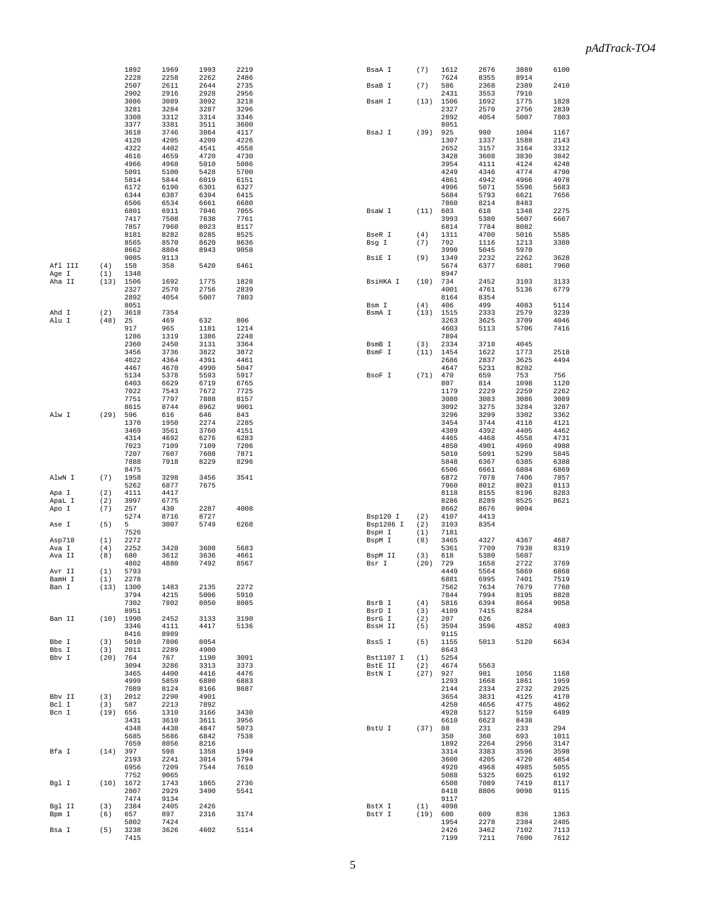| Enzyme | Sites | Positions | | | |
|---|---|---|---|---|---|
| | | 1892 | 1969 | 1993 | 2219 |
| | | 2228 | 2258 | 2262 | 2486 |
| | | 2507 | 2611 | 2644 | 2735 |
| | | 2902 | 2916 | 2928 | 2956 |
| | | 3086 | 3089 | 3092 | 3218 |
| | | 3281 | 3284 | 3287 | 3296 |
| | | 3308 | 3312 | 3314 | 3346 |
| | | 3377 | 3381 | 3511 | 3600 |
| | | 3618 | 3746 | 3864 | 4117 |
| | | 4120 | 4205 | 4209 | 4226 |
| | | 4322 | 4402 | 4541 | 4558 |
| | | 4616 | 4659 | 4720 | 4730 |
| | | 4966 | 4968 | 5010 | 5086 |
| | | 5091 | 5100 | 5428 | 5700 |
| | | 5814 | 5844 | 6019 | 6151 |
| | | 6172 | 6190 | 6301 | 6327 |
| | | 6344 | 6387 | 6394 | 6415 |
| | | 6506 | 6534 | 6661 | 6680 |
| | | 6801 | 6911 | 7046 | 7055 |
| | | 7417 | 7508 | 7638 | 7761 |
| | | 7857 | 7960 | 8023 | 8117 |
| | | 8181 | 8282 | 8285 | 8525 |
| | | 8565 | 8570 | 8620 | 8636 |
| | | 8662 | 8804 | 8943 | 9058 |
| | | 9085 | 9113 | | |
| Afl III | (4) | 158 | 358 | 5420 | 6461 |
| Age I | (1) | 1348 | | | |
| Aha II | (13) | 1506 | 1692 | 1775 | 1828 |
| | | 2327 | 2570 | 2756 | 2839 |
| | | 2892 | 4054 | 5007 | 7803 |
| | | 8051 | | | |
| Ahd I | (2) | 3618 | 7354 | | |
| Alu I | (48) | 25 | 469 | 632 | 806 |
| | | 917 | 965 | 1181 | 1214 |
| | | 1286 | 1319 | 1386 | 2248 |
| | | 2360 | 2450 | 3131 | 3364 |
| | | 3456 | 3736 | 3822 | 3872 |
| | | 4022 | 4364 | 4391 | 4461 |
| | | 4467 | 4670 | 4990 | 5047 |
| | | 5134 | 5378 | 5593 | 5917 |
| | | 6403 | 6629 | 6719 | 6765 |
| | | 7022 | 7543 | 7672 | 7725 |
| | | 7751 | 7797 | 7888 | 8157 |
| | | 8615 | 8744 | 8962 | 9001 |
| Alw I | (29) | 596 | 616 | 646 | 843 |
| | | 1370 | 1950 | 2274 | 2285 |
| | | 3469 | 3561 | 3760 | 4151 |
| | | 4314 | 4692 | 6276 | 6283 |
| | | 7023 | 7109 | 7109 | 7206 |
| | | 7207 | 7607 | 7608 | 7871 |
| | | 7888 | 7918 | 8229 | 8296 |
| | | 8475 | | | |
| AlwN I | (7) | 1958 | 3298 | 3456 | 3541 |
| | | 5262 | 6877 | 7675 | |
| Apa I | (2) | 4111 | 4417 | | |
| ApaL I | (2) | 3997 | 6775 | | |
| Apo I | (7) | 257 | 430 | 2287 | 4008 |
| | | 5274 | 8716 | 8727 | |
| Ase I | (5) | 5 | 3007 | 5749 | 6268 |
| | | 7526 | | | |
| Asp718 | (1) | 2272 | | | |
| Ava I | (4) | 2252 | 3428 | 3608 | 5683 |
| Ava II | (8) | 680 | 3612 | 3636 | 4661 |
| | | 4802 | 4880 | 7492 | 8567 |
| Avr II | (1) | 5793 | | | |
| BamH I | (1) | 2278 | | | |
| Ban I | (13) | 1300 | 1483 | 2135 | 2272 |
| | | 3794 | 4215 | 5006 | 5910 |
| | | 7302 | 7802 | 8050 | 8085 |
| | | 8951 | | | |
| Ban II | (10) | 1990 | 2452 | 3133 | 3190 |
| | | 3346 | 4111 | 4417 | 5136 |
| | | 8416 | 8989 | | |
| Bbe I | (3) | 5010 | 7806 | 8054 | |
| Bbs I | (3) | 2011 | 2289 | 4900 | |
| Bbv I | (20) | 764 | 767 | 1190 | 3091 |
| | | 3094 | 3286 | 3313 | 3373 |
| | | 3465 | 4400 | 4416 | 4476 |
| | | 4999 | 5859 | 6880 | 6883 |
| | | 7089 | 8124 | 8166 | 8687 |
| Bbv II | (3) | 2012 | 2290 | 4901 | |
| Bcl I | (3) | 587 | 2213 | 7892 | |
| Bcn I | (19) | 656 | 1310 | 3166 | 3430 |
| | | 3431 | 3610 | 3611 | 3956 |
| | | 4348 | 4438 | 4847 | 5073 |
| | | 5685 | 5686 | 6842 | 7538 |
| | | 7659 | 8056 | 8216 | |
| Bfa I | (14) | 397 | 598 | 1358 | 1949 |
| | | 2193 | 2241 | 3014 | 5794 |
| | | 6956 | 7209 | 7544 | 7610 |
| | | 7752 | 9065 | | |
| Bgl I | (10) | 1672 | 1743 | 1865 | 2736 |
| | | 2807 | 2929 | 3490 | 5541 |
| | | 7474 | 9134 | | |
| Bgl II | (3) | 2384 | 2405 | 2426 | |
| Bpm I | (6) | 657 | 897 | 2316 | 3174 |
| | | 5802 | 7424 | | |
| Bsa I | (5) | 3238 | 3626 | 4602 | 5114 |
| | | 7415 | | | |
| BsaA I | (7) | 1612 | 2676 | 3889 | 6100 |
| | | 7624 | 8355 | 8914 | |
| BsaB I | (7) | 586 | 2368 | 2389 | 2410 |
| | | 2431 | 3553 | 7910 | |
| BsaH I | (13) | 1506 | 1692 | 1775 | 1828 |
| | | 2327 | 2570 | 2756 | 2839 |
| | | 2892 | 4054 | 5007 | 7803 |
| | | 8051 | | | |
| BsaJ I | (39) | 925 | 980 | 1004 | 1167 |
| | | 1307 | 1337 | 1588 | 2143 |
| | | 2652 | 3157 | 3164 | 3312 |
| | | 3428 | 3608 | 3830 | 3842 |
| | | 3954 | 4111 | 4124 | 4248 |
| | | 4249 | 4346 | 4774 | 4790 |
| | | 4861 | 4942 | 4966 | 4978 |
| | | 4996 | 5071 | 5596 | 5683 |
| | | 5684 | 5793 | 6621 | 7656 |
| | | 7860 | 8214 | 8483 | |
| BsaW I | (11) | 603 | 618 | 1348 | 2275 |
| | | 3993 | 5380 | 5607 | 6667 |
| | | 6814 | 7784 | 8082 | |
| BseR I | (4) | 1311 | 4700 | 5016 | 5585 |
| Bsg I | (7) | 792 | 1116 | 1213 | 3380 |
| | | 3990 | 5045 | 5970 | |
| BsiE I | (9) | 1349 | 2232 | 2262 | 3628 |
| | | 5674 | 6377 | 6801 | 7960 |
| | | 8947 | | | |
| BsiHKA I | (10) | 734 | 2452 | 3103 | 3133 |
| | | 4001 | 4761 | 5136 | 6779 |
| | | 8164 | 8354 | | |
| Bsm I | (4) | 406 | 499 | 4083 | 5114 |
| BsmA I | (13) | 1515 | 2333 | 2579 | 3239 |
| | | 3263 | 3625 | 3709 | 4046 |
| | | 4603 | 5113 | 5706 | 7416 |
| | | 7894 | | | |
| BsmB I | (3) | 2334 | 3710 | 4045 | |
| BsmF I | (11) | 1454 | 1622 | 1773 | 2518 |
| | | 2686 | 2837 | 3625 | 4494 |
| | | 4647 | 5231 | 8202 | |
| BsoF I | (71) | 470 | 659 | 753 | 756 |
| | | 807 | 814 | 1098 | 1120 |
| | | 1179 | 2229 | 2259 | 2262 |
| | | 3080 | 3083 | 3086 | 3089 |
| | | 3092 | 3275 | 3284 | 3287 |
| | | 3296 | 3299 | 3302 | 3362 |
| | | 3454 | 3744 | 4118 | 4121 |
| | | 4389 | 4392 | 4405 | 4462 |
| | | 4465 | 4468 | 4558 | 4731 |
| | | 4850 | 4901 | 4969 | 4988 |
| | | 5010 | 5091 | 5299 | 5845 |
| | | 5848 | 6367 | 6385 | 6388 |
| | | 6506 | 6661 | 6804 | 6869 |
| | | 6872 | 7078 | 7406 | 7857 |
| | | 7960 | 8012 | 8023 | 8113 |
| | | 8118 | 8155 | 8196 | 8283 |
| | | 8286 | 8289 | 8525 | 8621 |
| | | 8662 | 8676 | 9094 | |
| Bsp120 I | (2) | 4107 | 4413 | | |
| Bsp1286 I | (2) | 3103 | 8354 | | |
| BspH I | (1) | 7181 | | | |
| BspM I | (8) | 3465 | 4327 | 4367 | 4687 |
| | | 5361 | 7709 | 7938 | 8319 |
| BspM II | (3) | 618 | 5380 | 5607 | |
| Bsr I | (20) | 729 | 1658 | 2722 | 3769 |
| | | 4449 | 5564 | 5869 | 6868 |
| | | 6881 | 6995 | 7401 | 7519 |
| | | 7562 | 7634 | 7679 | 7760 |
| | | 7844 | 7994 | 8195 | 8828 |
| BsrB I | (4) | 5816 | 6394 | 8664 | 9058 |
| BsrD I | (3) | 4109 | 7415 | 8284 | |
| BsrG I | (2) | 207 | 626 | | |
| BssH II | (5) | 3594 | 3596 | 4852 | 4983 |
| | | 9115 | | | |
| BssS I | (5) | 1155 | 5013 | 5120 | 6634 |
| | | 8643 | | | |
| Bst1107 I | (1) | 5254 | | | |
| BstE II | (2) | 4674 | 5563 | | |
| BstN I | (27) | 927 | 981 | 1056 | 1168 |
| | | 1293 | 1668 | 1861 | 1959 |
| | | 2144 | 2334 | 2732 | 2925 |
| | | 3654 | 3831 | 4125 | 4170 |
| | | 4250 | 4656 | 4775 | 4862 |
| | | 4928 | 5127 | 5159 | 6489 |
| | | 6610 | 6623 | 8438 | |
| BstU I | (37) | 88 | 231 | 233 | 294 |
| | | 350 | 360 | 693 | 1011 |
| | | 1892 | 2264 | 2956 | 3147 |
| | | 3314 | 3383 | 3596 | 3598 |
| | | 3600 | 4205 | 4720 | 4854 |
| | | 4920 | 4968 | 4985 | 5055 |
| | | 5088 | 5325 | 6025 | 6192 |
| | | 6508 | 7089 | 7419 | 8117 |
| | | 8418 | 8806 | 9098 | 9115 |
| | | 9117 | | | |
| BstX I | (1) | 4098 | | | |
| BstY I | (19) | 600 | 609 | 836 | 1363 |
| | | 1954 | 2278 | 2384 | 2405 |
| | | 2426 | 3462 | 7102 | 7113 |
| | | 7199 | 7211 | 7600 | 7612 |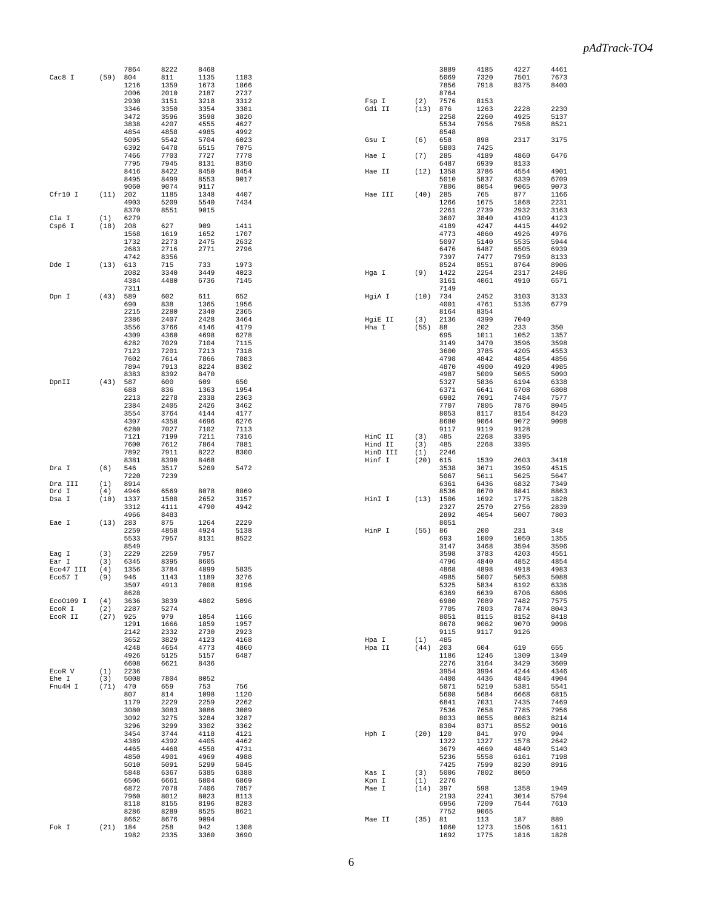| Enzyme | Count | Positions | | | |
|---|---|---|---|---|---|
| | | 7864 | 8222 | 8468 | |
| Cac8 I | (59) | 804 | 811 | 1135 | 1183 |
| | | 1216 | 1359 | 1673 | 1866 |
| | | 2006 | 2010 | 2187 | 2737 |
| | | 2930 | 3151 | 3218 | 3312 |
| | | 3346 | 3350 | 3354 | 3381 |
| | | 3472 | 3596 | 3598 | 3820 |
| | | 3838 | 4207 | 4555 | 4627 |
| | | 4854 | 4858 | 4985 | 4992 |
| | | 5095 | 5542 | 5704 | 6023 |
| | | 6392 | 6478 | 6515 | 7075 |
| | | 7466 | 7703 | 7727 | 7778 |
| | | 7795 | 7945 | 8131 | 8350 |
| | | 8416 | 8422 | 8450 | 8454 |
| | | 8495 | 8499 | 8553 | 9017 |
| | | 9060 | 9074 | 9117 | |
| Cfr10 I | (11) | 202 | 1185 | 1348 | 4407 |
| | | 4903 | 5209 | 5540 | 7434 |
| | | 8370 | 8551 | 9015 | |
| Cla I | (1) | 6279 | | | |
| Csp6 I | (18) | 208 | 627 | 909 | 1411 |
| | | 1568 | 1619 | 1652 | 1707 |
| | | 1732 | 2273 | 2475 | 2632 |
| | | 2683 | 2716 | 2771 | 2796 |
| | | 4742 | 8356 | | |
| Dde I | (13) | 613 | 715 | 733 | 1973 |
| | | 2082 | 3340 | 3449 | 4023 |
| | | 4384 | 4480 | 6736 | 7145 |
| | | 7311 | | | |
| Dpn I | (43) | 589 | 602 | 611 | 652 |
| | | 690 | 838 | 1365 | 1956 |
| | | 2215 | 2280 | 2340 | 2365 |
| | | 2386 | 2407 | 2428 | 3464 |
| | | 3556 | 3766 | 4146 | 4179 |
| | | 4309 | 4360 | 4698 | 6278 |
| | | 6282 | 7029 | 7104 | 7115 |
| | | 7123 | 7201 | 7213 | 7318 |
| | | 7602 | 7614 | 7866 | 7883 |
| | | 7894 | 7913 | 8224 | 8302 |
| | | 8383 | 8392 | 8470 | |
| DpnII | (43) | 587 | 600 | 609 | 650 |
| | | 688 | 836 | 1363 | 1954 |
| | | 2213 | 2278 | 2338 | 2363 |
| | | 2384 | 2405 | 2426 | 3462 |
| | | 3554 | 3764 | 4144 | 4177 |
| | | 4307 | 4358 | 4696 | 6276 |
| | | 6280 | 7027 | 7102 | 7113 |
| | | 7121 | 7199 | 7211 | 7316 |
| | | 7600 | 7612 | 7864 | 7881 |
| | | 7892 | 7911 | 8222 | 8300 |
| | | 8381 | 8390 | 8468 | |
| Dra I | (6) | 546 | 3517 | 5269 | 5472 |
| | | 7220 | 7239 | | |
| Dra III | (1) | 8914 | | | |
| Drd I | (4) | 4946 | 6569 | 8078 | 8869 |
| Dsa I | (10) | 1337 | 1588 | 2652 | 3157 |
| | | 3312 | 4111 | 4790 | 4942 |
| | | 4966 | 8483 | | |
| Eae I | (13) | 283 | 875 | 1264 | 2229 |
| | | 2259 | 4858 | 4924 | 5138 |
| | | 5533 | 7957 | 8131 | 8522 |
| | | 8549 | | | |
| Eag I | (3) | 2229 | 2259 | 7957 | |
| Ear I | (3) | 6345 | 8395 | 8605 | |
| Eco47 III | (4) | 1356 | 3784 | 4899 | 5835 |
| Eco57 I | (9) | 946 | 1143 | 1189 | 3276 |
| | | 3507 | 4913 | 7008 | 8196 |
| | | 8628 | | | |
| Eco0109 I | (4) | 3636 | 3839 | 4802 | 5096 |
| EcoR I | (2) | 2287 | 5274 | | |
| EcoR II | (27) | 925 | 979 | 1054 | 1166 |
| | | 1291 | 1666 | 1859 | 1957 |
| | | 2142 | 2332 | 2730 | 2923 |
| | | 3652 | 3829 | 4123 | 4168 |
| | | 4248 | 4654 | 4773 | 4860 |
| | | 4926 | 5125 | 5157 | 6487 |
| | | 6608 | 6621 | 8436 | |
| EcoR V | (1) | 2236 | | | |
| Ehe I | (3) | 5008 | 7804 | 8052 | |
| Fnu4H I | (71) | 470 | 659 | 753 | 756 |
| | | 807 | 814 | 1098 | 1120 |
| | | 1179 | 2229 | 2259 | 2262 |
| | | 3080 | 3083 | 3086 | 3089 |
| | | 3092 | 3275 | 3284 | 3287 |
| | | 3296 | 3299 | 3302 | 3362 |
| | | 3454 | 3744 | 4118 | 4121 |
| | | 4389 | 4392 | 4405 | 4462 |
| | | 4465 | 4468 | 4558 | 4731 |
| | | 4850 | 4901 | 4969 | 4988 |
| | | 5010 | 5091 | 5299 | 5845 |
| | | 5848 | 6367 | 6385 | 6388 |
| | | 6506 | 6661 | 6804 | 6869 |
| | | 6872 | 7078 | 7406 | 7857 |
| | | 7960 | 8012 | 8023 | 8113 |
| | | 8118 | 8155 | 8196 | 8283 |
| | | 8286 | 8289 | 8525 | 8621 |
| | | 8662 | 8676 | 9094 | |
| Fok I | (21) | 184 | 258 | 942 | 1308 |
| | | 1982 | 2335 | 3360 | 3690 |
| | | 3889 | 4185 | 4227 | 4461 |
| | | 5069 | 7320 | 7501 | 7673 |
| | | 7856 | 7918 | 8375 | 8400 |
| | | 8764 | | | |
| Fsp I | (2) | 7576 | 8153 | | |
| Gdi II | (13) | 876 | 1263 | 2228 | 2230 |
| | | 2258 | 2260 | 4925 | 5137 |
| | | 5534 | 7956 | 7958 | 8521 |
| | | 8548 | | | |
| Gsu I | (6) | 658 | 898 | 2317 | 3175 |
| | | 5803 | 7425 | | |
| Hae I | (7) | 285 | 4189 | 4860 | 6476 |
| | | 6487 | 6939 | 8133 | |
| Hae II | (12) | 1358 | 3786 | 4554 | 4901 |
| | | 5010 | 5837 | 6339 | 6709 |
| | | 7806 | 8054 | 9065 | 9073 |
| Hae III | (40) | 285 | 765 | 877 | 1166 |
| | | 1266 | 1675 | 1868 | 2231 |
| | | 2261 | 2739 | 2932 | 3163 |
| | | 3607 | 3840 | 4109 | 4123 |
| | | 4189 | 4247 | 4415 | 4492 |
| | | 4773 | 4860 | 4926 | 4976 |
| | | 5097 | 5140 | 5535 | 5944 |
| | | 6476 | 6487 | 6505 | 6939 |
| | | 7397 | 7477 | 7959 | 8133 |
| | | 8524 | 8551 | 8764 | 8906 |
| Hga I | (9) | 1422 | 2254 | 2317 | 2486 |
| | | 3161 | 4061 | 4910 | 6571 |
| | | 7149 | | | |
| HgiA I | (10) | 734 | 2452 | 3103 | 3133 |
| | | 4001 | 4761 | 5136 | 6779 |
| | | 8164 | 8354 | | |
| HgiE II | (3) | 2136 | 4399 | 7040 | |
| Hha I | (55) | 88 | 202 | 233 | 350 |
| | | 695 | 1011 | 1052 | 1357 |
| | | 3149 | 3470 | 3596 | 3598 |
| | | 3600 | 3785 | 4205 | 4553 |
| | | 4798 | 4842 | 4854 | 4856 |
| | | 4870 | 4900 | 4920 | 4985 |
| | | 4987 | 5009 | 5055 | 5090 |
| | | 5327 | 5836 | 6194 | 6338 |
| | | 6371 | 6641 | 6708 | 6808 |
| | | 6982 | 7091 | 7484 | 7577 |
| | | 7707 | 7805 | 7876 | 8045 |
| | | 8053 | 8117 | 8154 | 8420 |
| | | 8680 | 9064 | 9072 | 9098 |
| | | 9117 | 9119 | 9128 | |
| HinC II | (3) | 485 | 2268 | 3395 | |
| Hind II | (3) | 485 | 2268 | 3395 | |
| HinD III | (1) | 2246 | | | |
| Hinf I | (20) | 615 | 1539 | 2603 | 3418 |
| | | 3538 | 3671 | 3959 | 4515 |
| | | 5067 | 5611 | 5625 | 5647 |
| | | 6361 | 6436 | 6832 | 7349 |
| | | 8536 | 8670 | 8841 | 8863 |
| HinI I | (13) | 1506 | 1692 | 1775 | 1828 |
| | | 2327 | 2570 | 2756 | 2839 |
| | | 2892 | 4054 | 5007 | 7803 |
| | | 8051 | | | |
| HinP I | (55) | 86 | 200 | 231 | 348 |
| | | 693 | 1009 | 1050 | 1355 |
| | | 3147 | 3468 | 3594 | 3596 |
| | | 3598 | 3783 | 4203 | 4551 |
| | | 4796 | 4840 | 4852 | 4854 |
| | | 4868 | 4898 | 4918 | 4983 |
| | | 4985 | 5007 | 5053 | 5088 |
| | | 5325 | 5834 | 6192 | 6336 |
| | | 6369 | 6639 | 6706 | 6806 |
| | | 6980 | 7089 | 7482 | 7575 |
| | | 7705 | 7803 | 7874 | 8043 |
| | | 8051 | 8115 | 8152 | 8418 |
| | | 8678 | 9062 | 9070 | 9096 |
| | | 9115 | 9117 | 9126 | |
| Hpa I | (1) | 485 | | | |
| Hpa II | (44) | 203 | 604 | 619 | 655 |
| | | 1186 | 1246 | 1309 | 1349 |
| | | 2276 | 3164 | 3429 | 3609 |
| | | 3954 | 3994 | 4244 | 4346 |
| | | 4408 | 4436 | 4845 | 4904 |
| | | 5071 | 5210 | 5381 | 5541 |
| | | 5608 | 5684 | 6668 | 6815 |
| | | 6841 | 7031 | 7435 | 7469 |
| | | 7536 | 7658 | 7785 | 7956 |
| | | 8033 | 8055 | 8083 | 8214 |
| | | 8304 | 8371 | 8552 | 9016 |
| Hph I | (20) | 120 | 841 | 970 | 994 |
| | | 1322 | 1327 | 1578 | 2642 |
| | | 3679 | 4669 | 4840 | 5140 |
| | | 5236 | 5558 | 6161 | 7198 |
| | | 7425 | 7599 | 8230 | 8916 |
| Kas I | (3) | 5006 | 7802 | 8050 | |
| Kpn I | (1) | 2276 | | | |
| Mae I | (14) | 397 | 598 | 1358 | 1949 |
| | | 2193 | 2241 | 3014 | 5794 |
| | | 6956 | 7209 | 7544 | 7610 |
| | | 7752 | 9065 | | |
| Mae II | (35) | 81 | 113 | 187 | 889 |
| | | 1060 | 1273 | 1506 | 1611 |
| | | 1692 | 1775 | 1816 | 1828 |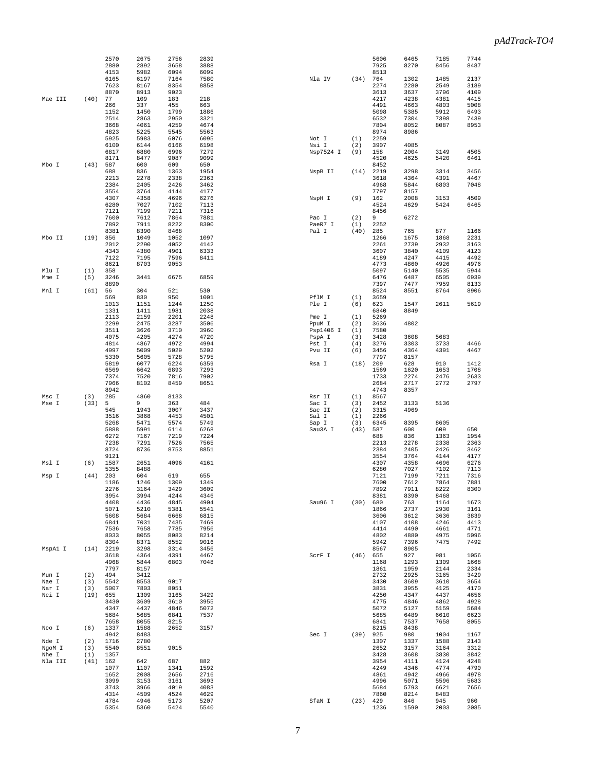| Enzyme | Sites | Positions | | | |
|---|---|---|---|---|---|
| | | 2570 | 2675 | 2756 | 2839 |
| | | 2880 | 2892 | 3658 | 3888 |
| | | 4153 | 5982 | 6094 | 6099 |
| | | 6165 | 6197 | 7164 | 7580 |
| | | 7623 | 8167 | 8354 | 8858 |
| | | 8870 | 8913 | 9023 | |
| Mae III | (40) | 77 | 109 | 183 | 218 |
| | | 266 | 337 | 455 | 663 |
| | | 1152 | 1450 | 1799 | 1886 |
| | | 2514 | 2863 | 2950 | 3321 |
| | | 3668 | 4061 | 4259 | 4674 |
| | | 4823 | 5225 | 5545 | 5563 |
| | | 5925 | 5983 | 6076 | 6095 |
| | | 6100 | 6144 | 6166 | 6198 |
| | | 6817 | 6880 | 6996 | 7279 |
| | | 8171 | 8477 | 9087 | 9099 |
| Mbo I | (43) | 587 | 600 | 609 | 650 |
| | | 688 | 836 | 1363 | 1954 |
| | | 2213 | 2278 | 2338 | 2363 |
| | | 2384 | 2405 | 2426 | 3462 |
| | | 3554 | 3764 | 4144 | 4177 |
| | | 4307 | 4358 | 4696 | 6276 |
| | | 6280 | 7027 | 7102 | 7113 |
| | | 7121 | 7199 | 7211 | 7316 |
| | | 7600 | 7612 | 7864 | 7881 |
| | | 7892 | 7911 | 8222 | 8300 |
| | | 8381 | 8390 | 8468 | |
| Mbo II | (19) | 856 | 1049 | 1052 | 1097 |
| | | 2012 | 2290 | 4052 | 4142 |
| | | 4343 | 4380 | 4901 | 6333 |
| | | 7122 | 7195 | 7596 | 8411 |
| | | 8621 | 8703 | 9053 | |
| Mlu I | (1) | 358 | | | |
| Mme I | (5) | 3246 | 3441 | 6675 | 6859 |
| | | 8890 | | | |
| Mnl I | (61) | 56 | 304 | 521 | 530 |
| | | 569 | 830 | 950 | 1001 |
| | | 1013 | 1151 | 1244 | 1250 |
| | | 1331 | 1411 | 1981 | 2038 |
| | | 2113 | 2159 | 2201 | 2248 |
| | | 2299 | 2475 | 3287 | 3506 |
| | | 3511 | 3626 | 3710 | 3960 |
| | | 4075 | 4205 | 4274 | 4720 |
| | | 4814 | 4867 | 4972 | 4994 |
| | | 4997 | 5009 | 5029 | 5202 |
| | | 5330 | 5605 | 5728 | 5795 |
| | | 5819 | 6077 | 6224 | 6359 |
| | | 6569 | 6642 | 6893 | 7293 |
| | | 7374 | 7520 | 7816 | 7902 |
| | | 7966 | 8102 | 8459 | 8651 |
| | | 8942 | | | |
| Msc I | (3) | 285 | 4860 | 8133 | |
| Mse I | (33) | 5 | 9 | 363 | 484 |
| | | 545 | 1943 | 3007 | 3437 |
| | | 3516 | 3868 | 4453 | 4501 |
| | | 5268 | 5471 | 5574 | 5749 |
| | | 5888 | 5991 | 6114 | 6268 |
| | | 6272 | 7167 | 7219 | 7224 |
| | | 7238 | 7291 | 7526 | 7565 |
| | | 8724 | 8736 | 8753 | 8851 |
| | | 9121 | | | |
| Msl I | (6) | 1587 | 2651 | 4096 | 4161 |
| | | 5355 | 8488 | | |
| Msp I | (44) | 203 | 604 | 619 | 655 |
| | | 1186 | 1246 | 1309 | 1349 |
| | | 2276 | 3164 | 3429 | 3609 |
| | | 3954 | 3994 | 4244 | 4346 |
| | | 4408 | 4436 | 4845 | 4904 |
| | | 5071 | 5210 | 5381 | 5541 |
| | | 5608 | 5684 | 6668 | 6815 |
| | | 6841 | 7031 | 7435 | 7469 |
| | | 7536 | 7658 | 7785 | 7956 |
| | | 8033 | 8055 | 8083 | 8214 |
| | | 8304 | 8371 | 8552 | 9016 |
| MspA1 I | (14) | 2219 | 3298 | 3314 | 3456 |
| | | 3618 | 4364 | 4391 | 4467 |
| | | 4968 | 5844 | 6803 | 7048 |
| | | 7797 | 8157 | | |
| Mun I | (2) | 494 | 3412 | | |
| Nae I | (3) | 5542 | 8553 | 9017 | |
| Nar I | (3) | 5007 | 7803 | 8051 | |
| Nci I | (19) | 655 | 1309 | 3165 | 3429 |
| | | 3430 | 3609 | 3610 | 3955 |
| | | 4347 | 4437 | 4846 | 5072 |
| | | 5684 | 5685 | 6841 | 7537 |
| | | 7658 | 8055 | 8215 | |
| Nco I | (6) | 1337 | 1588 | 2652 | 3157 |
| | | 4942 | 8483 | | |
| Nde I | (2) | 1716 | 2780 | | |
| NgoM I | (3) | 5540 | 8551 | 9015 | |
| Nhe I | (1) | 1357 | | | |
| Nla III | (41) | 162 | 642 | 687 | 882 |
| | | 1077 | 1107 | 1341 | 1592 |
| | | 1652 | 2008 | 2656 | 2716 |
| | | 3099 | 3153 | 3161 | 3693 |
| | | 3743 | 3966 | 4019 | 4083 |
| | | 4314 | 4509 | 4524 | 4629 |
| | | 4784 | 4946 | 5173 | 5207 |
| | | 5354 | 5360 | 5424 | 5540 |
| | | 5606 | 6465 | 7185 | 7744 |
| | | 7925 | 8270 | 8456 | 8487 |
| | | 8513 | | | |
| Nla IV | (34) | 764 | 1302 | 1485 | 2137 |
| | | 2274 | 2280 | 2549 | 3189 |
| | | 3613 | 3637 | 3796 | 4109 |
| | | 4217 | 4238 | 4381 | 4415 |
| | | 4491 | 4663 | 4803 | 5008 |
| | | 5098 | 5385 | 5912 | 6493 |
| | | 6532 | 7304 | 7398 | 7439 |
| | | 7804 | 8052 | 8087 | 8953 |
| | | 8974 | 8986 | | |
| Not I | (1) | 2259 | | | |
| Nsi I | (2) | 3907 | 4085 | | |
| Nsp7524 I | (9) | 158 | 2004 | 3149 | 4505 |
| | | 4520 | 4625 | 5420 | 6461 |
| | | 8452 | | | |
| NspB II | (14) | 2219 | 3298 | 3314 | 3456 |
| | | 3618 | 4364 | 4391 | 4467 |
| | | 4968 | 5844 | 6803 | 7048 |
| | | 7797 | 8157 | | |
| NspH I | (9) | 162 | 2008 | 3153 | 4509 |
| | | 4524 | 4629 | 5424 | 6465 |
| | | 8456 | | | |
| Pac I | (2) | 9 | 6272 | | |
| PaeR7 I | (1) | 2252 | | | |
| Pal I | (40) | 285 | 765 | 877 | 1166 |
| | | 1266 | 1675 | 1868 | 2231 |
| | | 2261 | 2739 | 2932 | 3163 |
| | | 3607 | 3840 | 4109 | 4123 |
| | | 4189 | 4247 | 4415 | 4492 |
| | | 4773 | 4860 | 4926 | 4976 |
| | | 5097 | 5140 | 5535 | 5944 |
| | | 6476 | 6487 | 6505 | 6939 |
| | | 7397 | 7477 | 7959 | 8133 |
| | | 8524 | 8551 | 8764 | 8906 |
| PflM I | (1) | 3659 | | | |
| Ple I | (6) | 623 | 1547 | 2611 | 5619 |
| | | 6840 | 8849 | | |
| Pme I | (1) | 5269 | | | |
| PpuM I | (2) | 3636 | 4802 | | |
| Psp1406 I | (1) | 7580 | | | |
| PspA I | (3) | 3428 | 3608 | 5683 | |
| Pst I | (4) | 3276 | 3303 | 3733 | 4466 |
| Pvu II | (6) | 3456 | 4364 | 4391 | 4467 |
| | | 7797 | 8157 | | |
| Rsa I | (18) | 209 | 628 | 910 | 1412 |
| | | 1569 | 1620 | 1653 | 1708 |
| | | 1733 | 2274 | 2476 | 2633 |
| | | 2684 | 2717 | 2772 | 2797 |
| | | 4743 | 8357 | | |
| Rsr II | (1) | 8567 | | | |
| Sac I | (3) | 2452 | 3133 | 5136 | |
| Sac II | (2) | 3315 | 4969 | | |
| Sal I | (1) | 2266 | | | |
| Sap I | (3) | 6345 | 8395 | 8605 | |
| Sau3A I | (43) | 587 | 600 | 609 | 650 |
| | | 688 | 836 | 1363 | 1954 |
| | | 2213 | 2278 | 2338 | 2363 |
| | | 2384 | 2405 | 2426 | 3462 |
| | | 3554 | 3764 | 4144 | 4177 |
| | | 4307 | 4358 | 4696 | 6276 |
| | | 6280 | 7027 | 7102 | 7113 |
| | | 7121 | 7199 | 7211 | 7316 |
| | | 7600 | 7612 | 7864 | 7881 |
| | | 7892 | 7911 | 8222 | 8300 |
| | | 8381 | 8390 | 8468 | |
| Sau96 I | (30) | 680 | 763 | 1164 | 1673 |
| | | 1866 | 2737 | 2930 | 3161 |
| | | 3606 | 3612 | 3636 | 3839 |
| | | 4107 | 4108 | 4246 | 4413 |
| | | 4414 | 4490 | 4661 | 4771 |
| | | 4802 | 4880 | 4975 | 5096 |
| | | 5942 | 7396 | 7475 | 7492 |
| | | 8567 | 8905 | | |
| ScrF I | (46) | 655 | 927 | 981 | 1056 |
| | | 1168 | 1293 | 1309 | 1668 |
| | | 1861 | 1959 | 2144 | 2334 |
| | | 2732 | 2925 | 3165 | 3429 |
| | | 3430 | 3609 | 3610 | 3654 |
| | | 3831 | 3955 | 4125 | 4170 |
| | | 4250 | 4347 | 4437 | 4656 |
| | | 4775 | 4846 | 4862 | 4928 |
| | | 5072 | 5127 | 5159 | 5684 |
| | | 5685 | 6489 | 6610 | 6623 |
| | | 6841 | 7537 | 7658 | 8055 |
| | | 8215 | 8438 | | |
| Sec I | (39) | 925 | 980 | 1004 | 1167 |
| | | 1307 | 1337 | 1588 | 2143 |
| | | 2652 | 3157 | 3164 | 3312 |
| | | 3428 | 3608 | 3830 | 3842 |
| | | 3954 | 4111 | 4124 | 4248 |
| | | 4249 | 4346 | 4774 | 4790 |
| | | 4861 | 4942 | 4966 | 4978 |
| | | 4996 | 5071 | 5596 | 5683 |
| | | 5684 | 5793 | 6621 | 7656 |
| | | 7860 | 8214 | 8483 | |
| SfaN I | (23) | 429 | 846 | 945 | 960 |
| | | 1236 | 1590 | 2003 | 2085 |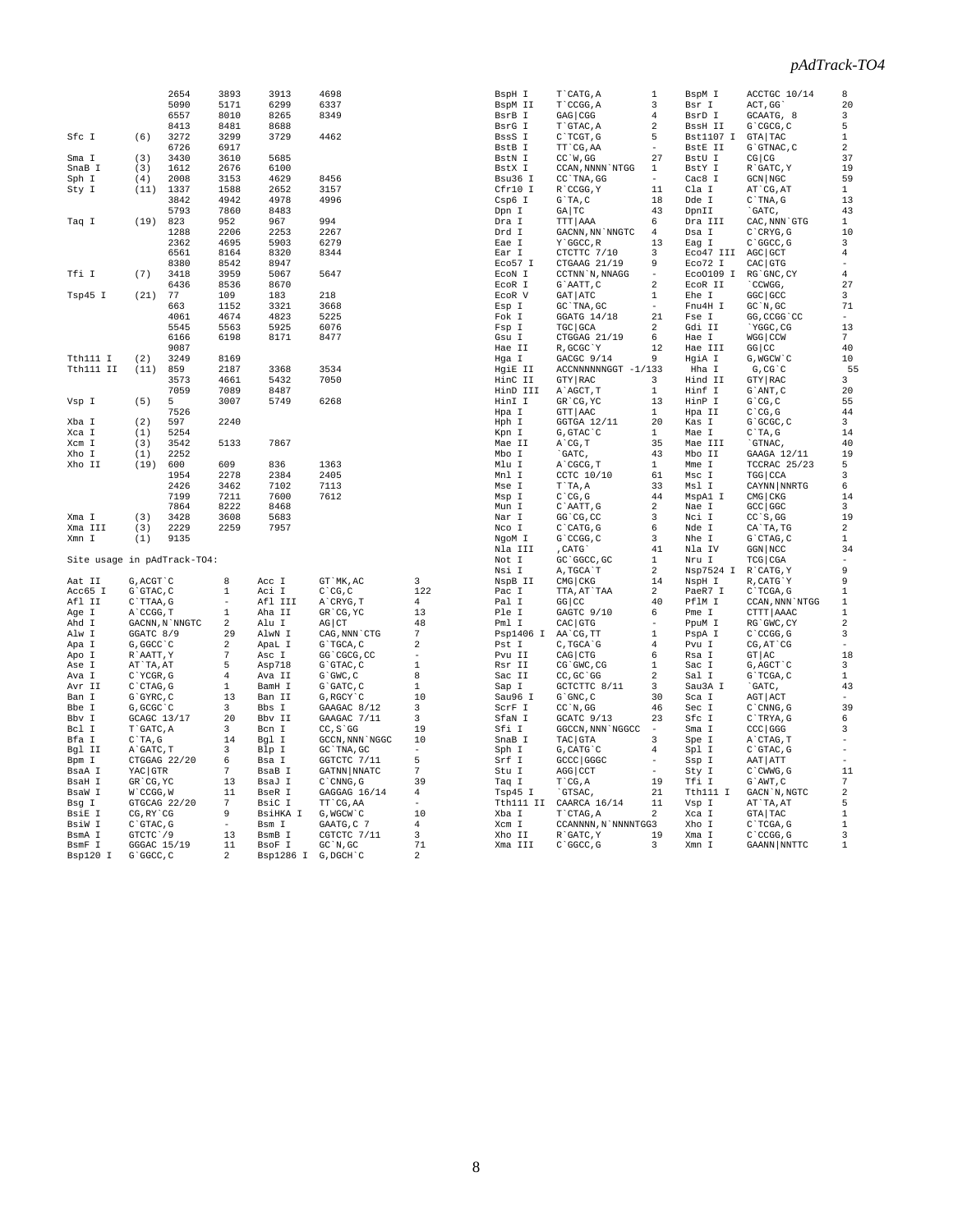| | | | | | |
|---|---|---|---|---|---|
| | | 2654 | 3893 | 3913 | 4698 |
| | | 5090 | 5171 | 6299 | 6337 |
| | | 6557 | 8010 | 8265 | 8349 |
| | | 8413 | 8481 | 8688 | |
| Sfc I | (6) | 3272 | 3299 | 3729 | 4462 |
| | | 6726 | 6917 | | |
| Sma I | (3) | 3430 | 3610 | 5685 | |
| SnaB I | (3) | 1612 | 2676 | 6100 | |
| Sph I | (4) | 2008 | 3153 | 4629 | 8456 |
| Sty I | (11) | 1337 | 1588 | 2652 | 3157 |
| | | 3842 | 4942 | 4978 | 4996 |
| | | 5793 | 7860 | 8483 | |
| Taq I | (19) | 823 | 952 | 967 | 994 |
| | | 1288 | 2206 | 2253 | 2267 |
| | | 2362 | 4695 | 5903 | 6279 |
| | | 6561 | 8164 | 8320 | 8344 |
| | | 8380 | 8542 | 8947 | |
| Tfi I | (7) | 3418 | 3959 | 5067 | 5647 |
| | | 6436 | 8536 | 8670 | |
| Tsp45 I | (21) | 77 | 109 | 183 | 218 |
| | | 663 | 1152 | 3321 | 3668 |
| | | 4061 | 4674 | 4823 | 5225 |
| | | 5545 | 5563 | 5925 | 6076 |
| | | 6166 | 6198 | 8171 | 8477 |
| | | 9087 | | | |
| Tth111 I | (2) | 3249 | 8169 | | |
| Tth111 II | (11) | 859 | 2187 | 3368 | 3534 |
| | | 3573 | 4661 | 5432 | 7050 |
| | | 7059 | 7089 | 8487 | |
| Vsp I | (5) | 5 | 3007 | 5749 | 6268 |
| | | 7526 | | | |
| Xba I | (2) | 597 | 2240 | | |
| Xca I | (1) | 5254 | | | |
| Xcm I | (3) | 3542 | 5133 | 7867 | |
| Xho I | (1) | 2252 | | | |
| Xho II | (19) | 600 | 609 | 836 | 1363 |
| | | 1954 | 2278 | 2384 | 2405 |
| | | 2426 | 3462 | 7102 | 7113 |
| | | 7199 | 7211 | 7600 | 7612 |
| | | 7864 | 8222 | 8468 | |
| Xma I | (3) | 3428 | 3608 | 5683 | |
| Xma III | (3) | 2229 | 2259 | 7957 | |
| Xmn I | (1) | 9135 | | | |

Site usage in pAdTrack-TO4:

| | | | | | |
|---|---|---|---|---|---|
| Aat II | G,ACGT`C | 8 | Acc I | GT`MK,AC | 3 |
| Acc65 I | G`GTAC,C | 1 | Aci I | C`CG,C | 122 |
| Afl II | C`TTAA,G | - | Afl III | A`CRYG,T | 4 |
| Age I | A`CCGG,T | 1 | Aha II | GR`CG,YC | 13 |
| Ahd I | GACNN,N`NNGTC | 2 | Alu I | AG\|CT | 48 |
| Alw I | GGATC 8/9 | 29 | AlwN I | CAG,NNN`CTG | 7 |
| Apa I | G,GGCC`C | 2 | ApaL I | G`TGCA,C | 2 |
| Apo I | R`AATT,Y | 7 | Asc I | GG`CGCG,CC | - |
| Ase I | AT`TA,AT | 5 | Asp718 | G`GTAC,C | 1 |
| Ava I | C`YCGR,G | 4 | Ava II | G`GWC,C | 8 |
| Avr II | C`CTAG,G | 1 | BamH I | G`GATC,C | 1 |
| Ban I | G`GYRC,C | 13 | Ban II | G,RGCY`C | 10 |
| Bbe I | G,GCGC`C | 3 | Bbs I | GAAGAC 8/12 | 3 |
| Bbv I | GCAGC 13/17 | 20 | Bbv II | GAAGAC 7/11 | 3 |
| Bcl I | T`GATC,A | 3 | Bcn I | CC,S`GG | 19 |
| Bfa I | C`TA,G | 14 | Bgl I | GCCN,NNN`NGGC | 10 |
| Bgl II | A`GATC,T | 3 | Blp I | GC`TNA,GC | - |
| Bpm I | CTGGAG 22/20 | 6 | Bsa I | GGTCTC 7/11 | 5 |
| BsaA I | YAC\|GTR | 7 | BsaB I | GATNN\|NNATC | 7 |
| BsaH I | GR`CG,YC | 13 | BsaJ I | C`CNNG,G | 39 |
| BsaW I | W`CCGG,W | 11 | BseR I | GAGGAG 16/14 | 4 |
| Bsg I | GTGCAG 22/20 | 7 | BsiC I | TT`CG,AA | - |
| BsiE I | CG,RY`CG | 9 | BsiHKA I | G,WGCW`C | 10 |
| BsiW I | C`GTAC,G | - | Bsm I | GAATG,C 7 | 4 |
| BsmA I | GTCTC`/9 | 13 | BsmB I | CGTCTC 7/11 | 3 |
| BsmF I | GGGAC 15/19 | 11 | BsoF I | GC`N,GC | 71 |
| Bsp120 I | G`GGCC,C | 2 | Bsp1286 I | G,DGCH`C | 2 |
| BspH I | T`CATG,A | 1 | BspM I | ACCTGC 10/14 | 8 |
| BspM II | T`CCGG,A | 3 | Bsr I | ACT,GG` | 20 |
| BsrB I | GAG\|CGG | 4 | BsrD I | GCAATG, 8 | 3 |
| BsrG I | T`GTAC,A | 2 | BssH II | G`CGCG,C | 5 |
| BssS I | C`TCGT,G | 5 | Bst1107 I | GTA\|TAC | 1 |
| BstB I | TT`CG,AA | - | BstE II | G`GTNAC,C | 2 |
| BstN I | CC`W,GG | 27 | BstU I | CG\|CG | 37 |
| BstX I | CCAN,NNNN`NTGG | 1 | BstY I | R`GATC,Y | 19 |
| Bsu36 I | CC`TNA,GG | - | Cac8 I | GCN\|NGC | 59 |
| Cfr10 I | R`CCGG,Y | 11 | Cla I | AT`CG,AT | 1 |
| Csp6 I | G`TA,C | 18 | Dde I | C`TNA,G | 13 |
| Dpn I | GA\|TC | 43 | DpnII | `GATC, | 43 |
| Dra I | TTT\|AAA | 6 | Dra III | CAC,NNN`GTG | 1 |
| Drd I | GACNN,NN`NNGTC | 4 | Dsa I | C`CRYG,G | 10 |
| Eae I | Y`GGCC,R | 13 | Eag I | C`GGCC,G | 3 |
| Ear I | CTCTTC 7/10 | 3 | Eco47 III | AGC\|GCT | 4 |
| Eco57 I | CTGAAG 21/19 | 9 | Eco72 I | CAC\|GTG | - |
| EcoN I | CCTNN`N,NNAGG | - | Eco0109 I | RG`GNC,CY | 4 |
| EcoR I | G`AATT,C | 2 | EcoR II | `CCWGG, | 27 |
| EcoR V | GAT\|ATC | 1 | Ehe I | GGC\|GCC | 3 |
| Esp I | GC`TNA,GC | - | Fnu4H I | GC`N,GC | 71 |
| Fok I | GGATG 14/18 | 21 | Fse I | GG,CCGG`CC | - |
| Fsp I | TGC\|GCA | 2 | Gdi II | `YGGC,CG | 13 |
| Gsu I | CTGGAG 21/19 | 6 | Hae I | WGG\|CCW | 7 |
| Hae II | R,GCGC`Y | 12 | Hae III | GG\|CC | 40 |
| Hga I | GACGC 9/14 | 9 | HgiA I | G,WGCW`C | 10 |
| HgiE II | ACCNNNNNNGGT -1/133 | | Hha I | G,CG`C | 55 |
| HinC II | GTY\|RAC | 3 | Hind II | GTY\|RAC | 3 |
| HinD III | A`AGCT,T | 1 | Hinf I | G`ANT,C | 20 |
| HinI I | GR`CG,YC | 13 | HinP I | G`CG,C | 55 |
| Hpa I | GTT\|AAC | 1 | Hpa II | C`CG,G | 44 |
| Hph I | GGTGA 12/11 | 20 | Kas I | G`GCGC,C | 3 |
| Kpn I | G,GTAC`C | 1 | Mae I | C`TA,G | 14 |
| Mae II | A`CG,T | 35 | Mae III | `GTNAC, | 40 |
| Mbo I | `GATC, | 43 | Mbo II | GAAGA 12/11 | 19 |
| Mlu I | A`CGCG,T | 1 | Mme I | TCCRAC 25/23 | 5 |
| Mnl I | CCTC 10/10 | 61 | Msc I | TGG\|CCA | 3 |
| Mse I | T`TA,A | 33 | Msl I | CAYNN\|NNRTG | 6 |
| Msp I | C`CG,G | 44 | MspA1 I | CMG\|CKG | 14 |
| Mun I | C`AATT,G | 2 | Nae I | GCC\|GGC | 3 |
| Nar I | GG`CG,CC | 3 | Nci I | CC`S,GG | 19 |
| Nco I | C`CATG,G | 6 | Nde I | CA`TA,TG | 2 |
| NgoM I | G`CCGG,C | 3 | Nhe I | G`CTAG,C | 1 |
| Nla III | ,CATG` | 41 | Nla IV | GGN\|NCC | 34 |
| Not I | GC`GGCC,GC | 1 | Nru I | TCG\|CGA | - |
| Nsi I | A,TGCA`T | 2 | Nsp7524 I | R`CATG,Y | 9 |
| NspB II | CMG\|CKG | 14 | NspH I | R,CATG`Y | 9 |
| Pac I | TTA,AT`TAA | 2 | PaeR7 I | C`TCGA,G | 1 |
| Pal I | GG\|CC | 40 | PflM I | CCAN,NNN`NTGG | 1 |
| Ple I | GAGTC 9/10 | 6 | Pme I | CTTT\|AAAC | 1 |
| Pml I | CAC\|GTG | - | PpuM I | RG`GWC,CY | 2 |
| Psp1406 I | AA`CG,TT | 1 | PspA I | C`CCGG,G | 3 |
| Pst I | C,TGCA`G | 4 | Pvu I | CG,AT`CG | - |
| Pvu II | CAG\|CTG | 6 | Rsa I | GT\|AC | 18 |
| Rsr II | CG`GWC,CG | 1 | Sac I | G,AGCT`C | 3 |
| Sac II | CC,GC`GG | 2 | Sal I | G`TCGA,C | 1 |
| Sap I | GCTCTTC 8/11 | 3 | Sau3A I | `GATC, | 43 |
| Sau96 I | G`GNC,C | 30 | Sca I | AGT\|ACT | - |
| ScrF I | CC`N,GG | 46 | Sec I | C`CNNG,G | 39 |
| SfaN I | GCATC 9/13 | 23 | Sfc I | C`TRYA,G | 6 |
| Sfi I | GGCCN,NNN`NGGCC | - | Sma I | CCC\|GGG | 3 |
| SnaB I | TAC\|GTA | 3 | Spe I | A`CTAG,T | - |
| Sph I | G,CATG`C | 4 | Spl I | C`GTAC,G | - |
| Srf I | GCCC\|GGGC | - | Ssp I | AAT\|ATT | - |
| Stu I | AGG\|CCT | - | Sty I | C`CWWG,G | 11 |
| Taq I | T`CG,A | 19 | Tfi I | G`AWT,C | 7 |
| Tsp45 I | `GTSAC, | 21 | Tth111 I | GACN`N,NGTC | 2 |
| Tth111 II | CAARCA 16/14 | 11 | Vsp I | AT`TA,AT | 5 |
| Xba I | T`CTAG,A | 2 | Xca I | GTA\|TAC | 1 |
| Xcm I | CCANNNN,N`NNNNTGG | 3 | Xho I | C`TCGA,G | 1 |
| Xho II | R`GATC,Y | 19 | Xma I | C`CCGG,G | 3 |
| Xma III | C`GGCC,G | 3 | Xmn I | GAANN\|NNTTC | 1 |